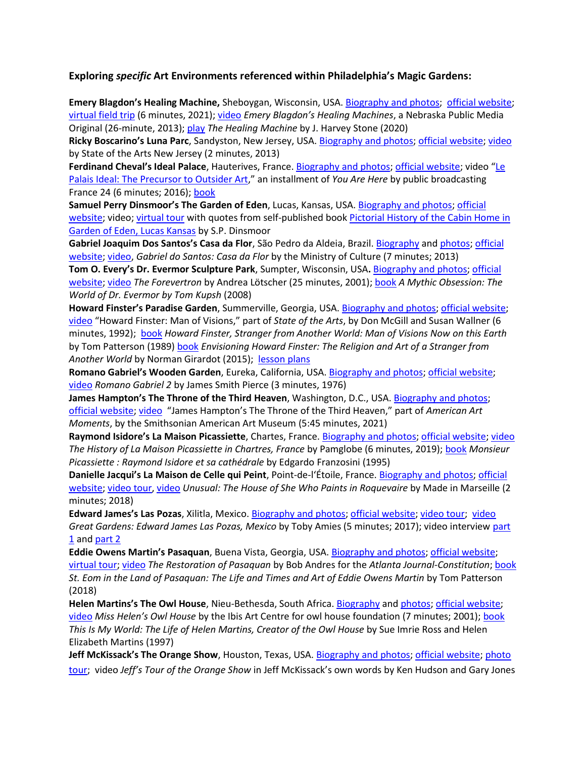**Exploring *specific* Art Environments referenced within Philadelphia's Magic Gardens:**

**Emery Blagdon's Healing Machine,** Sheboygan, Wisconsin, USA. Biography and photos; official website; virtual field trip (6 minutes, 2021); video *Emery Blagdon's Healing Machines*, a Nebraska Public Media Original (26-minute, 2013); play *The Healing Machine* by J. Harvey Stone (2020)

**Ricky Boscarino's Luna Parc**, Sandyston, New Jersey, USA. Biography and photos; official website; video by State of the Arts New Jersey (2 minutes, 2013)

**Ferdinand Cheval's Ideal Palace**, Hauterives, France. Biography and photos; official website; video "Le Palais Ideal: The Precursor to Outsider Art," an installment of *You Are Here* by public broadcasting France 24 (6 minutes; 2016); book

**Samuel Perry Dinsmoor's The Garden of Eden**, Lucas, Kansas, USA. Biography and photos; official website; video; virtual tour with quotes from self-published book Pictorial History of the Cabin Home in Garden of Eden, Lucas Kansas by S.P. Dinsmoor

**Gabriel Joaquim Dos Santos's Casa da Flor**, São Pedro da Aldeia, Brazil. Biography and photos; official website; video, *Gabriel do Santos: Casa da Flor* by the Ministry of Culture (7 minutes; 2013)

**Tom O. Every's Dr. Evermor Sculpture Park**, Sumpter, Wisconsin, USA**.** Biography and photos; official website; video *The Forevertron* by Andrea Lötscher (25 minutes, 2001); book *A Mythic Obsession: The World of Dr. Evermor by Tom Kupsh* (2008)

**Howard Finster's Paradise Garden**, Summerville, Georgia, USA. Biography and photos; official website; video "Howard Finster: Man of Visions," part of *State of the Arts*, by Don McGill and Susan Wallner (6 minutes, 1992); book *Howard Finster, Stranger from Another World: Man of Visions Now on this Earth* by Tom Patterson (1989) book *Envisioning Howard Finster: The Religion and Art of a Stranger from Another World* by Norman Girardot (2015); lesson plans

**Romano Gabriel's Wooden Garden**, Eureka, California, USA. Biography and photos; official website; video *Romano Gabriel 2* by James Smith Pierce (3 minutes, 1976)

**James Hampton's The Throne of the Third Heaven**, Washington, D.C., USA. Biography and photos; official website; video "James Hampton's The Throne of the Third Heaven," part of *American Art Moments*, by the Smithsonian American Art Museum (5:45 minutes, 2021)

**Raymond Isidore's La Maison Picassiette**, Chartes, France. Biography and photos; official website; video *The History of La Maison Picassiette in Chartres, France* by Pamglobe (6 minutes, 2019); book *Monsieur Picassiette : Raymond Isidore et sa cathédrale* by Edgardo Franzosini (1995)

**Danielle Jacqui's La Maison de Celle qui Peint**, Point-de-l'Étoile, France. Biography and photos; official website; video tour, video *Unusual: The House of She Who Paints in Roquevaire* by Made in Marseille (2 minutes; 2018)

**Edward James's Las Pozas**, Xilitla, Mexico. Biography and photos; official website; video tour; video *Great Gardens: Edward James Las Pozas, Mexico* by Toby Amies (5 minutes; 2017); video interview part 1 and part 2

**Eddie Owens Martin's Pasaquan**, Buena Vista, Georgia, USA. Biography and photos; official website; virtual tour; video *The Restoration of Pasaquan* by Bob Andres for the *Atlanta Journal-Constitution*; book *St. Eom in the Land of Pasaquan: The Life and Times and Art of Eddie Owens Martin* by Tom Patterson (2018)

**Helen Martins's The Owl House**, Nieu-Bethesda, South Africa. Biography and photos; official website; video *Miss Helen's Owl House* by the Ibis Art Centre for owl house foundation (7 minutes; 2001); book *This Is My World: The Life of Helen Martins, Creator of the Owl House* by Sue Imrie Ross and Helen Elizabeth Martins (1997)

**Jeff McKissack's The Orange Show**, Houston, Texas, USA. Biography and photos; official website; photo tour; video *Jeff's Tour of the Orange Show* in Jeff McKissack's own words by Ken Hudson and Gary Jones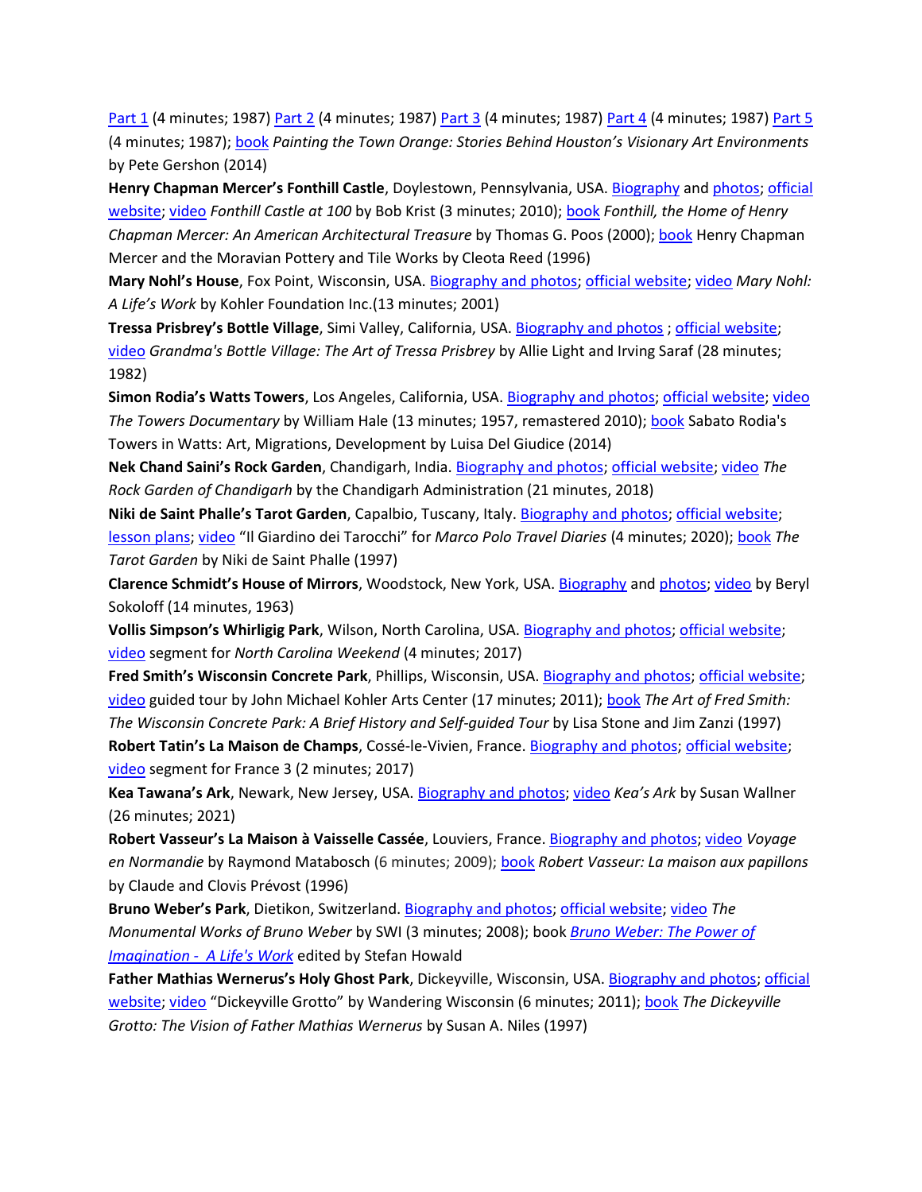Part 1 (4 minutes; 1987) Part 2 (4 minutes; 1987) Part 3 (4 minutes; 1987) Part 4 (4 minutes; 1987) Part 5 (4 minutes; 1987); book *Painting the Town Orange: Stories Behind Houston's Visionary Art Environments* by Pete Gershon (2014)

**Henry Chapman Mercer's Fonthill Castle**, Doylestown, Pennsylvania, USA. Biography and photos; official website; video *Fonthill Castle at 100* by Bob Krist (3 minutes; 2010); book *Fonthill, the Home of Henry Chapman Mercer: An American Architectural Treasure* by Thomas G. Poos (2000); book Henry Chapman Mercer and the Moravian Pottery and Tile Works by Cleota Reed (1996)

**Mary Nohl's House**, Fox Point, Wisconsin, USA. Biography and photos; official website; video *Mary Nohl: A Life's Work* by Kohler Foundation Inc.(13 minutes; 2001)

**Tressa Prisbrey's Bottle Village**, Simi Valley, California, USA. Biography and photos ; official website; video *Grandma's Bottle Village: The Art of Tressa Prisbrey* by Allie Light and Irving Saraf (28 minutes; 1982)

**Simon Rodia's Watts Towers**, Los Angeles, California, USA. Biography and photos; official website; video *The Towers Documentary* by William Hale (13 minutes; 1957, remastered 2010); book Sabato Rodia's Towers in Watts: Art, Migrations, Development by Luisa Del Giudice (2014)

**Nek Chand Saini's Rock Garden**, Chandigarh, India. Biography and photos; official website; video *The Rock Garden of Chandigarh* by the Chandigarh Administration (21 minutes, 2018)

**Niki de Saint Phalle's Tarot Garden**, Capalbio, Tuscany, Italy. Biography and photos; official website; lesson plans; video "Il Giardino dei Tarocchi" for *Marco Polo Travel Diaries* (4 minutes; 2020); book *The Tarot Garden* by Niki de Saint Phalle (1997)

**Clarence Schmidt's House of Mirrors**, Woodstock, New York, USA. Biography and photos; video by Beryl Sokoloff (14 minutes, 1963)

**Vollis Simpson's Whirligig Park**, Wilson, North Carolina, USA. Biography and photos; official website; video segment for *North Carolina Weekend* (4 minutes; 2017)

**Fred Smith's Wisconsin Concrete Park**, Phillips, Wisconsin, USA. Biography and photos; official website; video guided tour by John Michael Kohler Arts Center (17 minutes; 2011); book *The Art of Fred Smith: The Wisconsin Concrete Park: A Brief History and Self-guided Tour* by Lisa Stone and Jim Zanzi (1997)

**Robert Tatin's La Maison de Champs**, Cossé-le-Vivien, France. Biography and photos; official website; video segment for France 3 (2 minutes; 2017)

**Kea Tawana's Ark**, Newark, New Jersey, USA. Biography and photos; video *Kea's Ark* by Susan Wallner (26 minutes; 2021)

**Robert Vasseur's La Maison à Vaisselle Cassée**, Louviers, France. Biography and photos; video *Voyage en Normandie* by Raymond Matabosch (6 minutes; 2009); book *Robert Vasseur: La maison aux papillons* by Claude and Clovis Prévost (1996)

**Bruno Weber's Park**, Dietikon, Switzerland. Biography and photos; official website; video *The Monumental Works of Bruno Weber* by SWI (3 minutes; 2008); book *Bruno Weber: The Power of Imagination - A Life's Work* edited by Stefan Howald

**Father Mathias Wernerus's Holy Ghost Park**, Dickeyville, Wisconsin, USA. Biography and photos; official website; video "Dickeyville Grotto" by Wandering Wisconsin (6 minutes; 2011); book *The Dickeyville Grotto: The Vision of Father Mathias Wernerus* by Susan A. Niles (1997)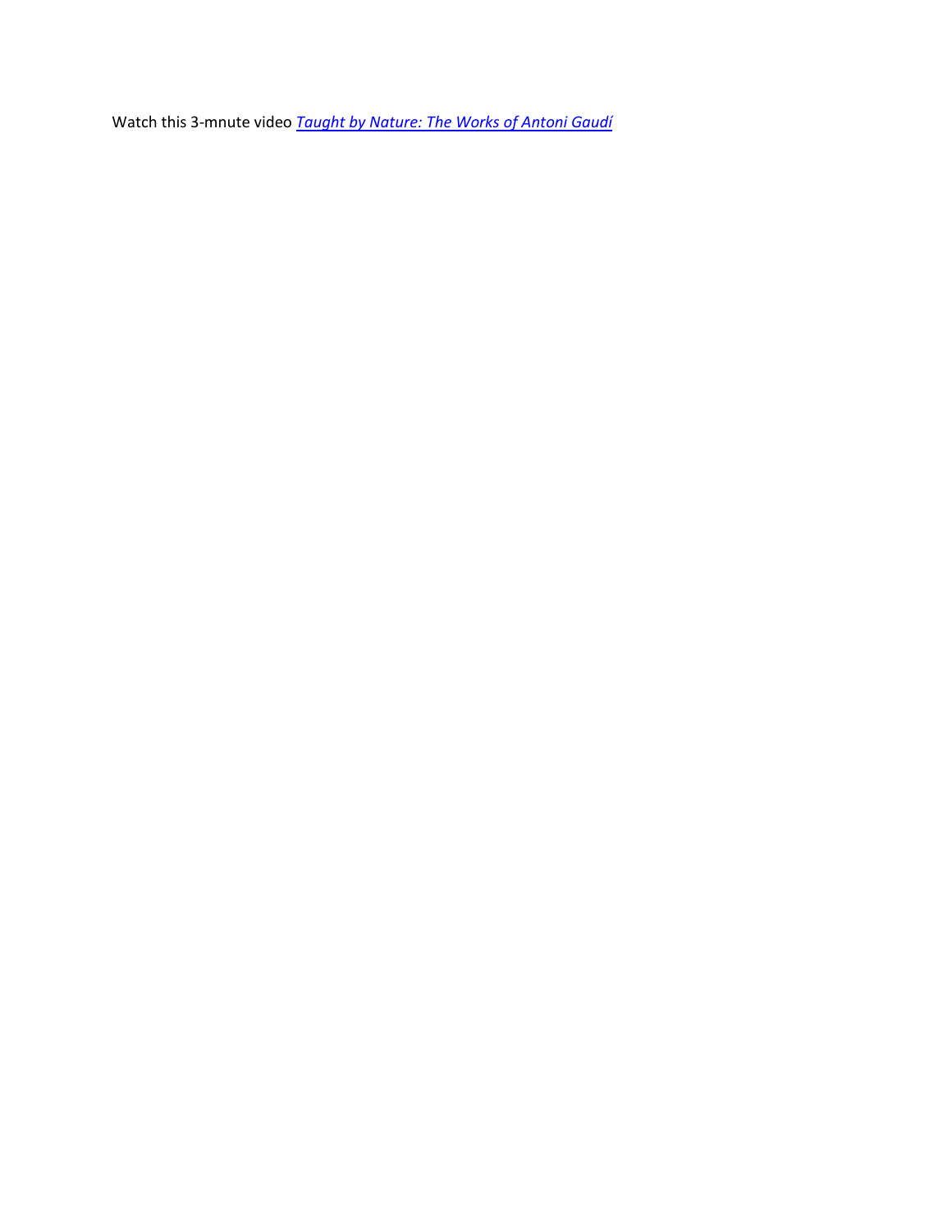Watch this 3-mnute video *[Taught by Nature: The Works of Antoni Gaudí]()*